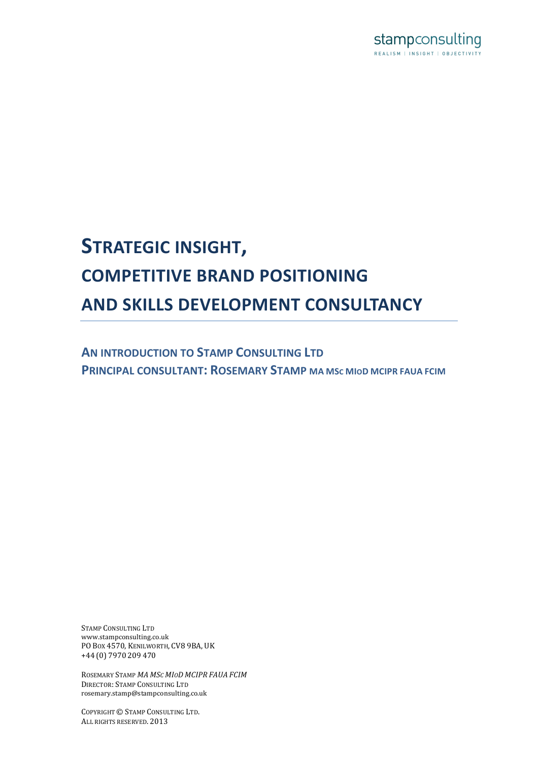stampconsulting

REALISM | INSIGHT | OBJECTIVITY

# STRATEGIC INSIGHT, COMPETITIVE BRAND POSITIONING AND SKILLS DEVELOPMENT CONSULTANCY

## AN INTRODUCTION TO STAMP CONSULTING LTD
## PRINCIPAL CONSULTANT: ROSEMARY STAMP MA MSC MIOD MCIPR FAUA FCIM

STAMP CONSULTING LTD
www.stampconsulting.co.uk
PO BOX 4570, KENILWORTH, CV8 9BA, UK
+44 (0) 7970 209 470

ROSEMARY STAMP *MA MSC MIOD MCIPR FAUA FCIM*
DIRECTOR: STAMP CONSULTING LTD
rosemary.stamp@stampconsulting.co.uk

COPYRIGHT © STAMP CONSULTING LTD.
ALL RIGHTS RESERVED. 2013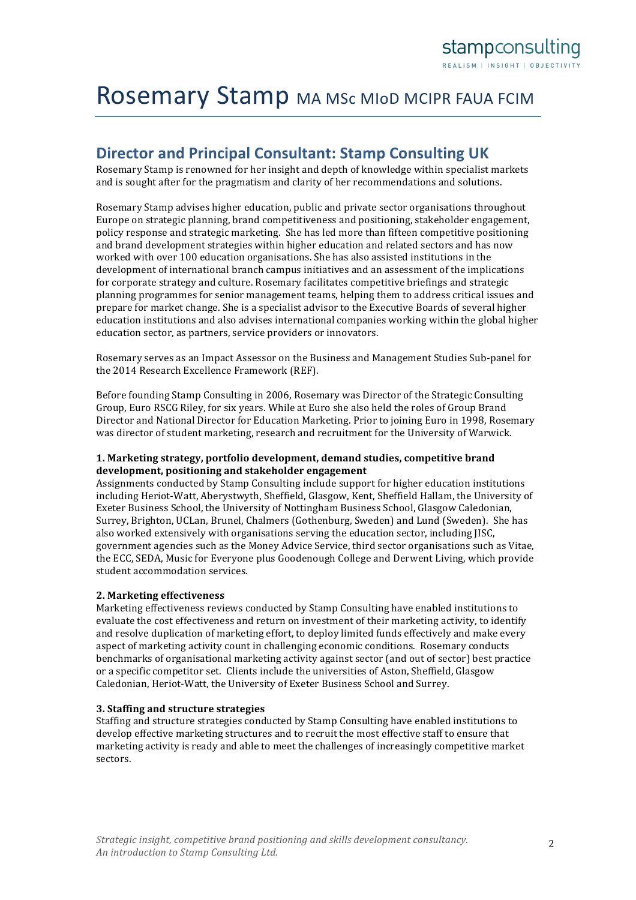# Rosemary Stamp MA MSc MIoD MCIPR FAUA FCIM

## Director and Principal Consultant: Stamp Consulting UK

Rosemary Stamp is renowned for her insight and depth of knowledge within specialist markets and is sought after for the pragmatism and clarity of her recommendations and solutions.

Rosemary Stamp advises higher education, public and private sector organisations throughout Europe on strategic planning, brand competitiveness and positioning, stakeholder engagement, policy response and strategic marketing. She has led more than fifteen competitive positioning and brand development strategies within higher education and related sectors and has now worked with over 100 education organisations. She has also assisted institutions in the development of international branch campus initiatives and an assessment of the implications for corporate strategy and culture. Rosemary facilitates competitive briefings and strategic planning programmes for senior management teams, helping them to address critical issues and prepare for market change. She is a specialist advisor to the Executive Boards of several higher education institutions and also advises international companies working within the global higher education sector, as partners, service providers or innovators.

Rosemary serves as an Impact Assessor on the Business and Management Studies Sub-panel for the 2014 Research Excellence Framework (REF).

Before founding Stamp Consulting in 2006, Rosemary was Director of the Strategic Consulting Group, Euro RSCG Riley, for six years. While at Euro she also held the roles of Group Brand Director and National Director for Education Marketing. Prior to joining Euro in 1998, Rosemary was director of student marketing, research and recruitment for the University of Warwick.

**1. Marketing strategy, portfolio development, demand studies, competitive brand development, positioning and stakeholder engagement**

Assignments conducted by Stamp Consulting include support for higher education institutions including Heriot-Watt, Aberystwyth, Sheffield, Glasgow, Kent, Sheffield Hallam, the University of Exeter Business School, the University of Nottingham Business School, Glasgow Caledonian, Surrey, Brighton, UCLan, Brunel, Chalmers (Gothenburg, Sweden) and Lund (Sweden). She has also worked extensively with organisations serving the education sector, including JISC, government agencies such as the Money Advice Service, third sector organisations such as Vitae, the ECC, SEDA, Music for Everyone plus Goodenough College and Derwent Living, which provide student accommodation services.

**2. Marketing effectiveness**

Marketing effectiveness reviews conducted by Stamp Consulting have enabled institutions to evaluate the cost effectiveness and return on investment of their marketing activity, to identify and resolve duplication of marketing effort, to deploy limited funds effectively and make every aspect of marketing activity count in challenging economic conditions. Rosemary conducts benchmarks of organisational marketing activity against sector (and out of sector) best practice or a specific competitor set. Clients include the universities of Aston, Sheffield, Glasgow Caledonian, Heriot-Watt, the University of Exeter Business School and Surrey.

**3. Staffing and structure strategies**

Staffing and structure strategies conducted by Stamp Consulting have enabled institutions to develop effective marketing structures and to recruit the most effective staff to ensure that marketing activity is ready and able to meet the challenges of increasingly competitive market sectors.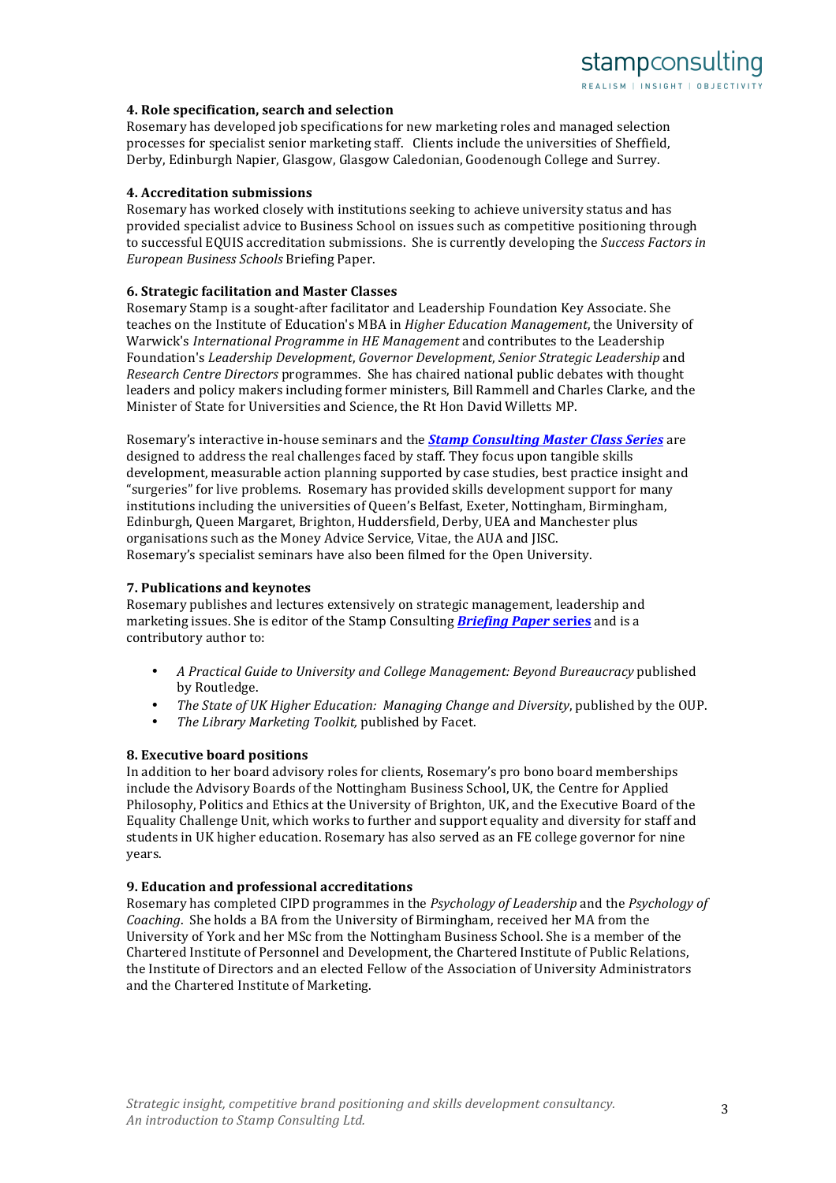#### 4. Role specification, search and selection

Rosemary has developed job specifications for new marketing roles and managed selection processes for specialist senior marketing staff. Clients include the universities of Sheffield, Derby, Edinburgh Napier, Glasgow, Glasgow Caledonian, Goodenough College and Surrey.

#### 4. Accreditation submissions

Rosemary has worked closely with institutions seeking to achieve university status and has provided specialist advice to Business School on issues such as competitive positioning through to successful EQUIS accreditation submissions. She is currently developing the *Success Factors in European Business Schools* Briefing Paper.

#### 6. Strategic facilitation and Master Classes

Rosemary Stamp is a sought-after facilitator and Leadership Foundation Key Associate. She teaches on the Institute of Education's MBA in *Higher Education Management*, the University of Warwick's *International Programme in HE Management* and contributes to the Leadership Foundation's *Leadership Development*, *Governor Development*, *Senior Strategic Leadership* and *Research Centre Directors* programmes. She has chaired national public debates with thought leaders and policy makers including former ministers, Bill Rammell and Charles Clarke, and the Minister of State for Universities and Science, the Rt Hon David Willetts MP.

Rosemary's interactive in-house seminars and the ***Stamp Consulting Master Class Series*** are designed to address the real challenges faced by staff. They focus upon tangible skills development, measurable action planning supported by case studies, best practice insight and "surgeries" for live problems. Rosemary has provided skills development support for many institutions including the universities of Queen's Belfast, Exeter, Nottingham, Birmingham, Edinburgh, Queen Margaret, Brighton, Huddersfield, Derby, UEA and Manchester plus organisations such as the Money Advice Service, Vitae, the AUA and JISC.
Rosemary's specialist seminars have also been filmed for the Open University.

#### 7. Publications and keynotes

Rosemary publishes and lectures extensively on strategic management, leadership and marketing issues. She is editor of the Stamp Consulting ***Briefing Paper*** **series** and is a contributory author to:

- *A Practical Guide to University and College Management: Beyond Bureaucracy* published by Routledge.
- *The State of UK Higher Education: Managing Change and Diversity*, published by the OUP.
- *The Library Marketing Toolkit,* published by Facet.

#### 8. Executive board positions

In addition to her board advisory roles for clients, Rosemary's pro bono board memberships include the Advisory Boards of the Nottingham Business School, UK, the Centre for Applied Philosophy, Politics and Ethics at the University of Brighton, UK, and the Executive Board of the Equality Challenge Unit, which works to further and support equality and diversity for staff and students in UK higher education. Rosemary has also served as an FE college governor for nine years.

#### 9. Education and professional accreditations

Rosemary has completed CIPD programmes in the *Psychology of Leadership* and the *Psychology of Coaching*. She holds a BA from the University of Birmingham, received her MA from the University of York and her MSc from the Nottingham Business School. She is a member of the Chartered Institute of Personnel and Development, the Chartered Institute of Public Relations, the Institute of Directors and an elected Fellow of the Association of University Administrators and the Chartered Institute of Marketing.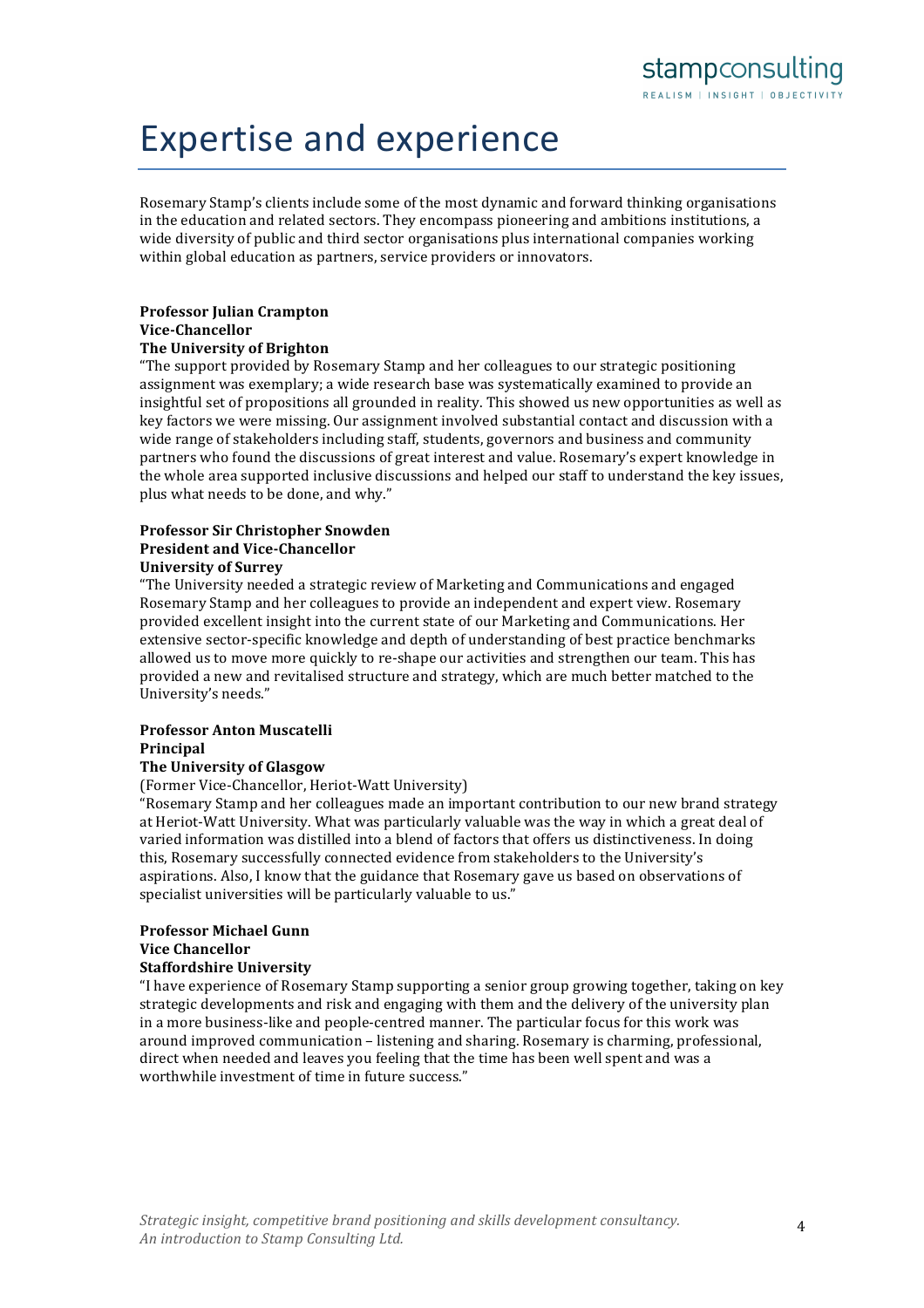# Expertise and experience

Rosemary Stamp's clients include some of the most dynamic and forward thinking organisations in the education and related sectors. They encompass pioneering and ambitions institutions, a wide diversity of public and third sector organisations plus international companies working within global education as partners, service providers or innovators.

**Professor Julian Crampton**
**Vice-Chancellor**
**The University of Brighton**

"The support provided by Rosemary Stamp and her colleagues to our strategic positioning assignment was exemplary; a wide research base was systematically examined to provide an insightful set of propositions all grounded in reality. This showed us new opportunities as well as key factors we were missing. Our assignment involved substantial contact and discussion with a wide range of stakeholders including staff, students, governors and business and community partners who found the discussions of great interest and value. Rosemary's expert knowledge in the whole area supported inclusive discussions and helped our staff to understand the key issues, plus what needs to be done, and why."

**Professor Sir Christopher Snowden**
**President and Vice-Chancellor**
**University of Surrey**

"The University needed a strategic review of Marketing and Communications and engaged Rosemary Stamp and her colleagues to provide an independent and expert view. Rosemary provided excellent insight into the current state of our Marketing and Communications. Her extensive sector-specific knowledge and depth of understanding of best practice benchmarks allowed us to move more quickly to re-shape our activities and strengthen our team. This has provided a new and revitalised structure and strategy, which are much better matched to the University's needs."

**Professor Anton Muscatelli**
**Principal**
**The University of Glasgow**

(Former Vice-Chancellor, Heriot-Watt University)

"Rosemary Stamp and her colleagues made an important contribution to our new brand strategy at Heriot-Watt University. What was particularly valuable was the way in which a great deal of varied information was distilled into a blend of factors that offers us distinctiveness. In doing this, Rosemary successfully connected evidence from stakeholders to the University's aspirations. Also, I know that the guidance that Rosemary gave us based on observations of specialist universities will be particularly valuable to us."

**Professor Michael Gunn**
**Vice Chancellor**
**Staffordshire University**

"I have experience of Rosemary Stamp supporting a senior group growing together, taking on key strategic developments and risk and engaging with them and the delivery of the university plan in a more business-like and people-centred manner. The particular focus for this work was around improved communication – listening and sharing. Rosemary is charming, professional, direct when needed and leaves you feeling that the time has been well spent and was a worthwhile investment of time in future success."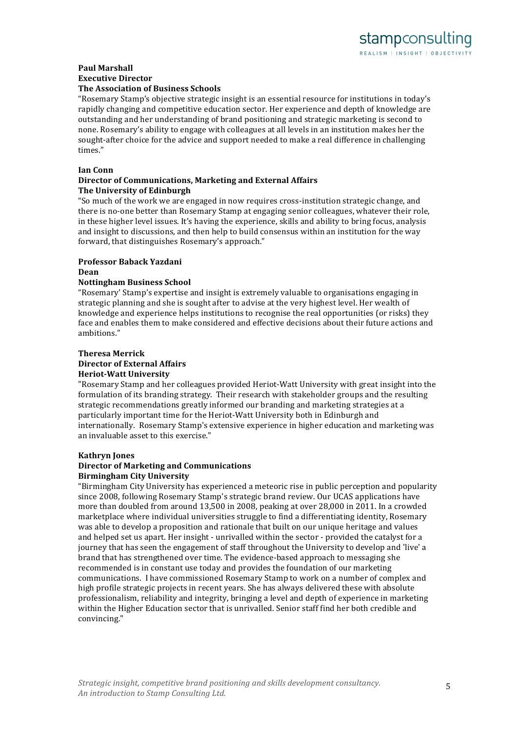**Paul Marshall**
**Executive Director**
**The Association of Business Schools**

"Rosemary Stamp's objective strategic insight is an essential resource for institutions in today's rapidly changing and competitive education sector. Her experience and depth of knowledge are outstanding and her understanding of brand positioning and strategic marketing is second to none. Rosemary's ability to engage with colleagues at all levels in an institution makes her the sought-after choice for the advice and support needed to make a real difference in challenging times."

**Ian Conn**
**Director of Communications, Marketing and External Affairs**
**The University of Edinburgh**

"So much of the work we are engaged in now requires cross-institution strategic change, and there is no-one better than Rosemary Stamp at engaging senior colleagues, whatever their role, in these higher level issues. It's having the experience, skills and ability to bring focus, analysis and insight to discussions, and then help to build consensus within an institution for the way forward, that distinguishes Rosemary's approach."

**Professor Baback Yazdani**
**Dean**
**Nottingham Business School**

"Rosemary' Stamp's expertise and insight is extremely valuable to organisations engaging in strategic planning and she is sought after to advise at the very highest level. Her wealth of knowledge and experience helps institutions to recognise the real opportunities (or risks) they face and enables them to make considered and effective decisions about their future actions and ambitions."

**Theresa Merrick**
**Director of External Affairs**
**Heriot-Watt University**

"Rosemary Stamp and her colleagues provided Heriot-Watt University with great insight into the formulation of its branding strategy. Their research with stakeholder groups and the resulting strategic recommendations greatly informed our branding and marketing strategies at a particularly important time for the Heriot-Watt University both in Edinburgh and internationally. Rosemary Stamp's extensive experience in higher education and marketing was an invaluable asset to this exercise."

**Kathryn Jones**
**Director of Marketing and Communications**
**Birmingham City University**

"Birmingham City University has experienced a meteoric rise in public perception and popularity since 2008, following Rosemary Stamp's strategic brand review. Our UCAS applications have more than doubled from around 13,500 in 2008, peaking at over 28,000 in 2011. In a crowded marketplace where individual universities struggle to find a differentiating identity, Rosemary was able to develop a proposition and rationale that built on our unique heritage and values and helped set us apart. Her insight - unrivalled within the sector - provided the catalyst for a journey that has seen the engagement of staff throughout the University to develop and 'live' a brand that has strengthened over time. The evidence-based approach to messaging she recommended is in constant use today and provides the foundation of our marketing communications. I have commissioned Rosemary Stamp to work on a number of complex and high profile strategic projects in recent years. She has always delivered these with absolute professionalism, reliability and integrity, bringing a level and depth of experience in marketing within the Higher Education sector that is unrivalled. Senior staff find her both credible and convincing."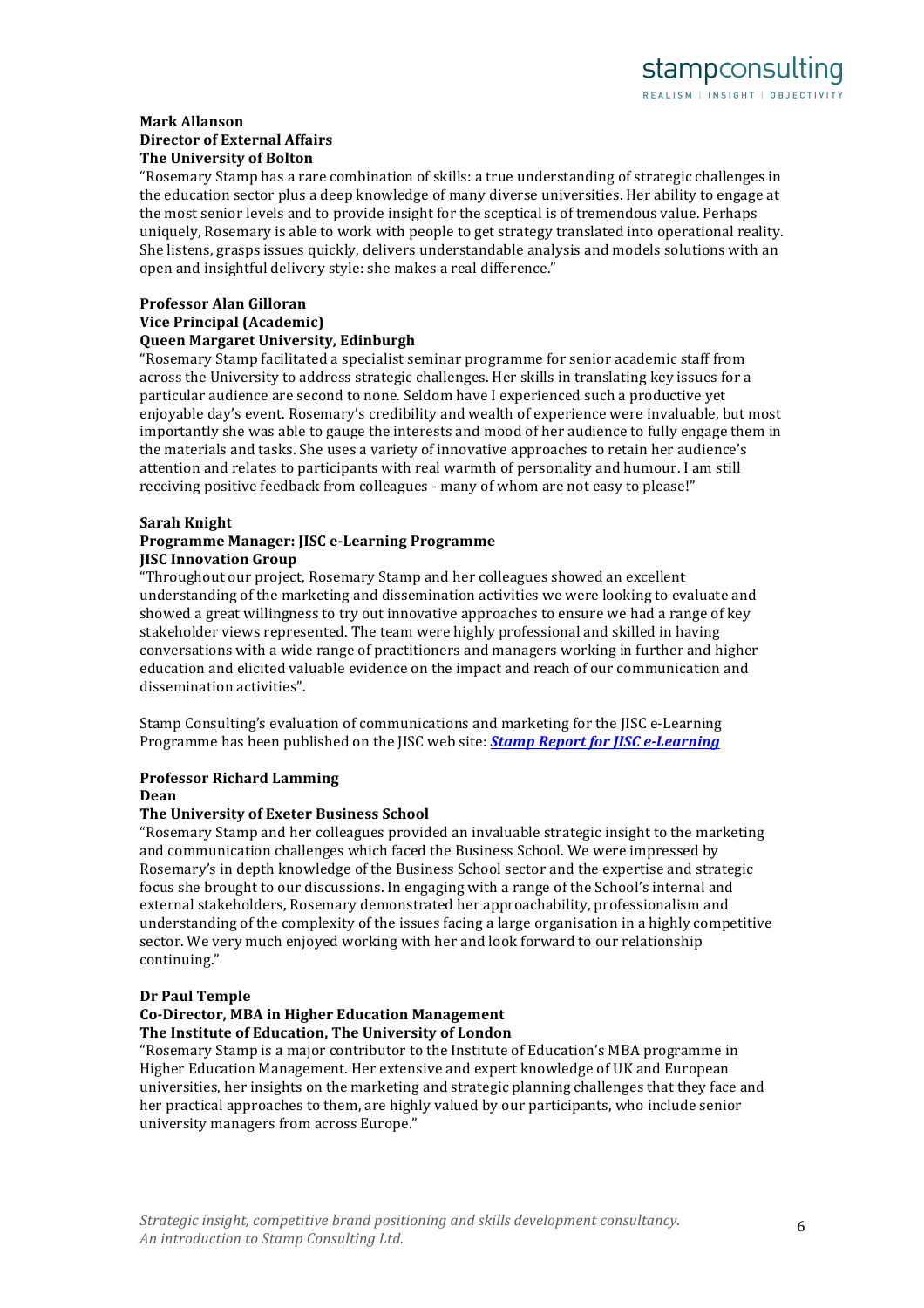**Mark Allanson**
**Director of External Affairs**
**The University of Bolton**

"Rosemary Stamp has a rare combination of skills: a true understanding of strategic challenges in the education sector plus a deep knowledge of many diverse universities. Her ability to engage at the most senior levels and to provide insight for the sceptical is of tremendous value. Perhaps uniquely, Rosemary is able to work with people to get strategy translated into operational reality. She listens, grasps issues quickly, delivers understandable analysis and models solutions with an open and insightful delivery style: she makes a real difference."

**Professor Alan Gilloran**
**Vice Principal (Academic)**
**Queen Margaret University, Edinburgh**

"Rosemary Stamp facilitated a specialist seminar programme for senior academic staff from across the University to address strategic challenges. Her skills in translating key issues for a particular audience are second to none. Seldom have I experienced such a productive yet enjoyable day's event. Rosemary's credibility and wealth of experience were invaluable, but most importantly she was able to gauge the interests and mood of her audience to fully engage them in the materials and tasks. She uses a variety of innovative approaches to retain her audience's attention and relates to participants with real warmth of personality and humour. I am still receiving positive feedback from colleagues - many of whom are not easy to please!"

**Sarah Knight**
**Programme Manager: JISC e-Learning Programme**
**JISC Innovation Group**

"Throughout our project, Rosemary Stamp and her colleagues showed an excellent understanding of the marketing and dissemination activities we were looking to evaluate and showed a great willingness to try out innovative approaches to ensure we had a range of key stakeholder views represented. The team were highly professional and skilled in having conversations with a wide range of practitioners and managers working in further and higher education and elicited valuable evidence on the impact and reach of our communication and dissemination activities".

Stamp Consulting's evaluation of communications and marketing for the JISC e-Learning Programme has been published on the JISC web site: ***Stamp Report for JISC e-Learning***

**Professor Richard Lamming**
**Dean**
**The University of Exeter Business School**

"Rosemary Stamp and her colleagues provided an invaluable strategic insight to the marketing and communication challenges which faced the Business School. We were impressed by Rosemary's in depth knowledge of the Business School sector and the expertise and strategic focus she brought to our discussions. In engaging with a range of the School's internal and external stakeholders, Rosemary demonstrated her approachability, professionalism and understanding of the complexity of the issues facing a large organisation in a highly competitive sector. We very much enjoyed working with her and look forward to our relationship continuing."

**Dr Paul Temple**
**Co-Director, MBA in Higher Education Management**
**The Institute of Education, The University of London**

"Rosemary Stamp is a major contributor to the Institute of Education's MBA programme in Higher Education Management. Her extensive and expert knowledge of UK and European universities, her insights on the marketing and strategic planning challenges that they face and her practical approaches to them, are highly valued by our participants, who include senior university managers from across Europe."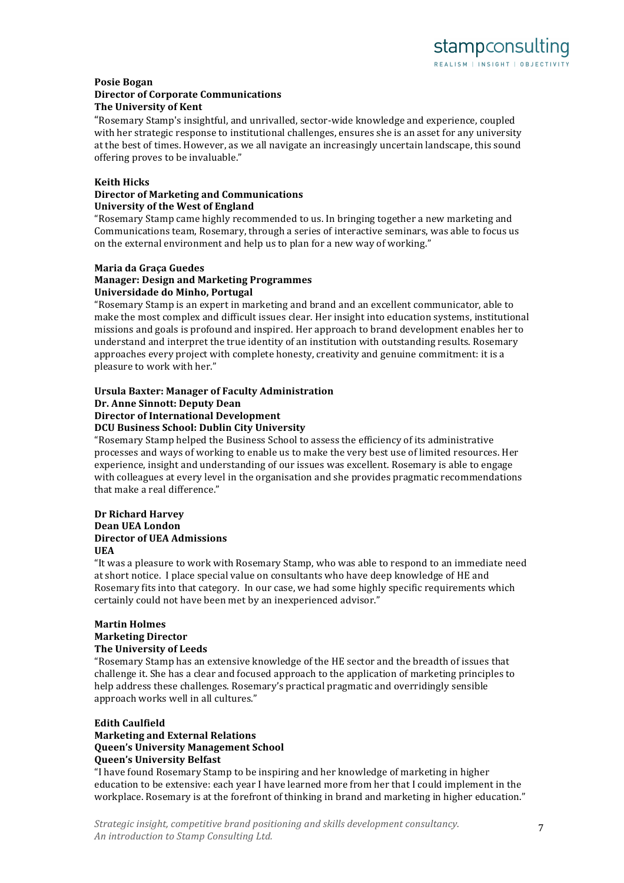**Posie Bogan**
**Director of Corporate Communications**
**The University of Kent**

"Rosemary Stamp's insightful, and unrivalled, sector-wide knowledge and experience, coupled with her strategic response to institutional challenges, ensures she is an asset for any university at the best of times. However, as we all navigate an increasingly uncertain landscape, this sound offering proves to be invaluable."

**Keith Hicks**
**Director of Marketing and Communications**
**University of the West of England**

"Rosemary Stamp came highly recommended to us. In bringing together a new marketing and Communications team, Rosemary, through a series of interactive seminars, was able to focus us on the external environment and help us to plan for a new way of working."

**Maria da Graça Guedes**
**Manager: Design and Marketing Programmes**
**Universidade do Minho, Portugal**

"Rosemary Stamp is an expert in marketing and brand and an excellent communicator, able to make the most complex and difficult issues clear. Her insight into education systems, institutional missions and goals is profound and inspired. Her approach to brand development enables her to understand and interpret the true identity of an institution with outstanding results. Rosemary approaches every project with complete honesty, creativity and genuine commitment: it is a pleasure to work with her."

**Ursula Baxter: Manager of Faculty Administration**
**Dr. Anne Sinnott: Deputy Dean**
**Director of International Development**
**DCU Business School: Dublin City University**

"Rosemary Stamp helped the Business School to assess the efficiency of its administrative processes and ways of working to enable us to make the very best use of limited resources. Her experience, insight and understanding of our issues was excellent. Rosemary is able to engage with colleagues at every level in the organisation and she provides pragmatic recommendations that make a real difference."

**Dr Richard Harvey**
**Dean UEA London**
**Director of UEA Admissions**
**UEA**

"It was a pleasure to work with Rosemary Stamp, who was able to respond to an immediate need at short notice. I place special value on consultants who have deep knowledge of HE and Rosemary fits into that category. In our case, we had some highly specific requirements which certainly could not have been met by an inexperienced advisor."

**Martin Holmes**
**Marketing Director**
**The University of Leeds**

"Rosemary Stamp has an extensive knowledge of the HE sector and the breadth of issues that challenge it. She has a clear and focused approach to the application of marketing principles to help address these challenges. Rosemary's practical pragmatic and overridingly sensible approach works well in all cultures."

**Edith Caulfield**
**Marketing and External Relations**
**Queen's University Management School**
**Queen's University Belfast**

"I have found Rosemary Stamp to be inspiring and her knowledge of marketing in higher education to be extensive: each year I have learned more from her that I could implement in the workplace. Rosemary is at the forefront of thinking in brand and marketing in higher education."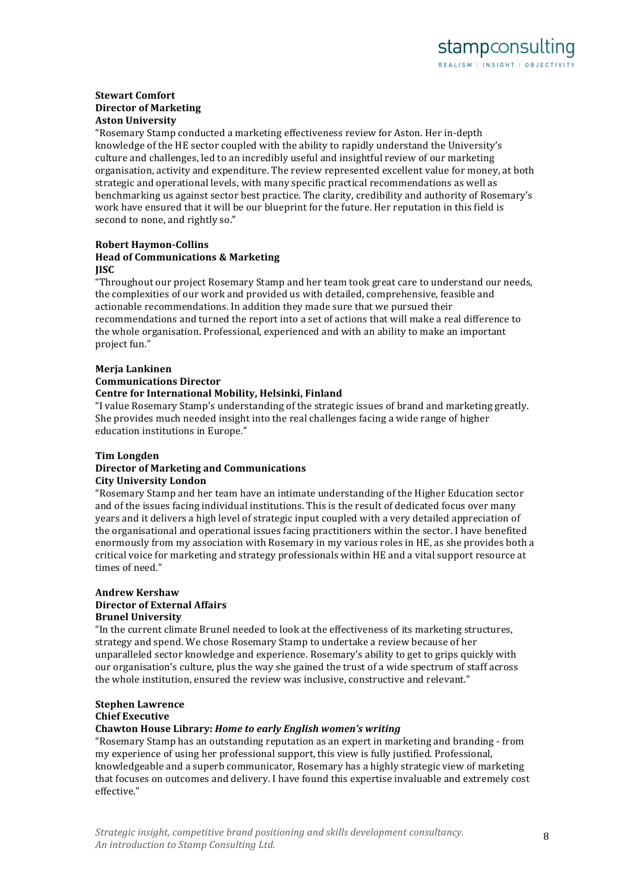**Stewart Comfort**
**Director of Marketing**
**Aston University**

"Rosemary Stamp conducted a marketing effectiveness review for Aston. Her in-depth knowledge of the HE sector coupled with the ability to rapidly understand the University's culture and challenges, led to an incredibly useful and insightful review of our marketing organisation, activity and expenditure. The review represented excellent value for money, at both strategic and operational levels, with many specific practical recommendations as well as benchmarking us against sector best practice. The clarity, credibility and authority of Rosemary's work have ensured that it will be our blueprint for the future. Her reputation in this field is second to none, and rightly so."

**Robert Haymon-Collins**
**Head of Communications & Marketing**
**JISC**

"Throughout our project Rosemary Stamp and her team took great care to understand our needs, the complexities of our work and provided us with detailed, comprehensive, feasible and actionable recommendations. In addition they made sure that we pursued their recommendations and turned the report into a set of actions that will make a real difference to the whole organisation. Professional, experienced and with an ability to make an important project fun."

**Merja Lankinen**
**Communications Director**
**Centre for International Mobility, Helsinki, Finland**

"I value Rosemary Stamp's understanding of the strategic issues of brand and marketing greatly. She provides much needed insight into the real challenges facing a wide range of higher education institutions in Europe."

**Tim Longden**
**Director of Marketing and Communications**
**City University London**

"Rosemary Stamp and her team have an intimate understanding of the Higher Education sector and of the issues facing individual institutions. This is the result of dedicated focus over many years and it delivers a high level of strategic input coupled with a very detailed appreciation of the organisational and operational issues facing practitioners within the sector. I have benefited enormously from my association with Rosemary in my various roles in HE, as she provides both a critical voice for marketing and strategy professionals within HE and a vital support resource at times of need."

**Andrew Kershaw**
**Director of External Affairs**
**Brunel University**

"In the current climate Brunel needed to look at the effectiveness of its marketing structures, strategy and spend. We chose Rosemary Stamp to undertake a review because of her unparalleled sector knowledge and experience. Rosemary's ability to get to grips quickly with our organisation's culture, plus the way she gained the trust of a wide spectrum of staff across the whole institution, ensured the review was inclusive, constructive and relevant."

**Stephen Lawrence**
**Chief Executive**
**Chawton House Library: *Home to early English women's writing***

"Rosemary Stamp has an outstanding reputation as an expert in marketing and branding - from my experience of using her professional support, this view is fully justified. Professional, knowledgeable and a superb communicator, Rosemary has a highly strategic view of marketing that focuses on outcomes and delivery. I have found this expertise invaluable and extremely cost effective."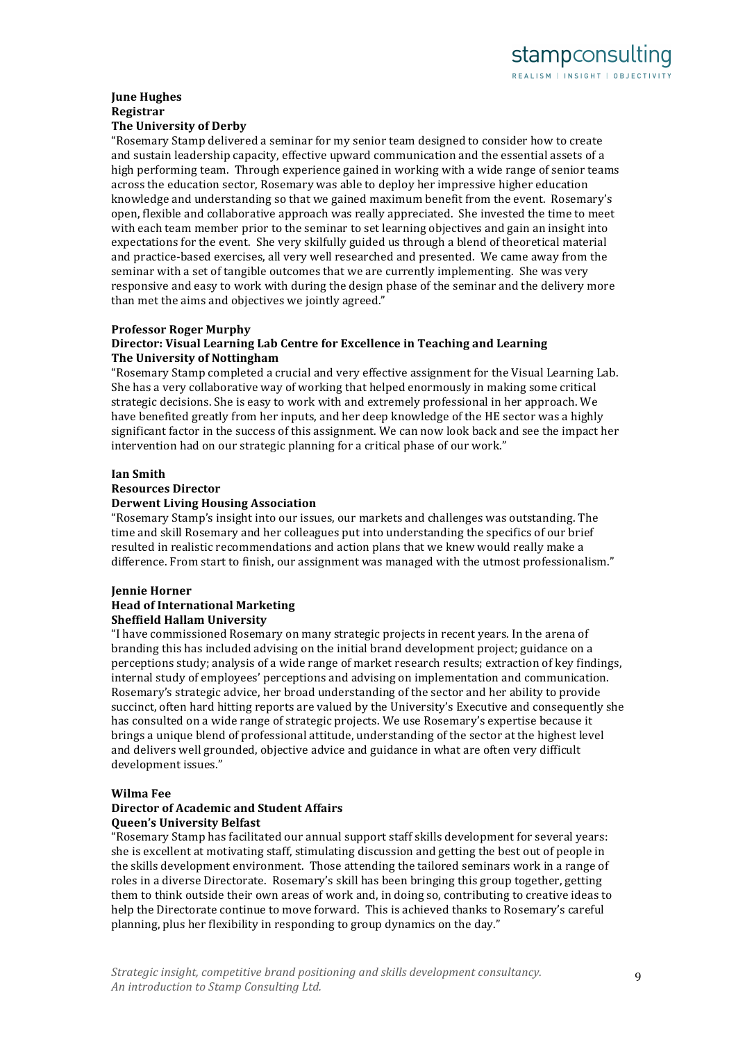**June Hughes**
**Registrar**
**The University of Derby**

"Rosemary Stamp delivered a seminar for my senior team designed to consider how to create and sustain leadership capacity, effective upward communication and the essential assets of a high performing team. Through experience gained in working with a wide range of senior teams across the education sector, Rosemary was able to deploy her impressive higher education knowledge and understanding so that we gained maximum benefit from the event. Rosemary's open, flexible and collaborative approach was really appreciated. She invested the time to meet with each team member prior to the seminar to set learning objectives and gain an insight into expectations for the event. She very skilfully guided us through a blend of theoretical material and practice-based exercises, all very well researched and presented. We came away from the seminar with a set of tangible outcomes that we are currently implementing. She was very responsive and easy to work with during the design phase of the seminar and the delivery more than met the aims and objectives we jointly agreed."

**Professor Roger Murphy**
**Director: Visual Learning Lab Centre for Excellence in Teaching and Learning**
**The University of Nottingham**

"Rosemary Stamp completed a crucial and very effective assignment for the Visual Learning Lab. She has a very collaborative way of working that helped enormously in making some critical strategic decisions. She is easy to work with and extremely professional in her approach. We have benefited greatly from her inputs, and her deep knowledge of the HE sector was a highly significant factor in the success of this assignment. We can now look back and see the impact her intervention had on our strategic planning for a critical phase of our work."

**Ian Smith**
**Resources Director**
**Derwent Living Housing Association**

"Rosemary Stamp's insight into our issues, our markets and challenges was outstanding. The time and skill Rosemary and her colleagues put into understanding the specifics of our brief resulted in realistic recommendations and action plans that we knew would really make a difference. From start to finish, our assignment was managed with the utmost professionalism."

**Jennie Horner**
**Head of International Marketing**
**Sheffield Hallam University**

"I have commissioned Rosemary on many strategic projects in recent years. In the arena of branding this has included advising on the initial brand development project; guidance on a perceptions study; analysis of a wide range of market research results; extraction of key findings, internal study of employees' perceptions and advising on implementation and communication. Rosemary's strategic advice, her broad understanding of the sector and her ability to provide succinct, often hard hitting reports are valued by the University's Executive and consequently she has consulted on a wide range of strategic projects. We use Rosemary's expertise because it brings a unique blend of professional attitude, understanding of the sector at the highest level and delivers well grounded, objective advice and guidance in what are often very difficult development issues."

**Wilma Fee**
**Director of Academic and Student Affairs**
**Queen's University Belfast**

"Rosemary Stamp has facilitated our annual support staff skills development for several years: she is excellent at motivating staff, stimulating discussion and getting the best out of people in the skills development environment. Those attending the tailored seminars work in a range of roles in a diverse Directorate. Rosemary's skill has been bringing this group together, getting them to think outside their own areas of work and, in doing so, contributing to creative ideas to help the Directorate continue to move forward. This is achieved thanks to Rosemary's careful planning, plus her flexibility in responding to group dynamics on the day."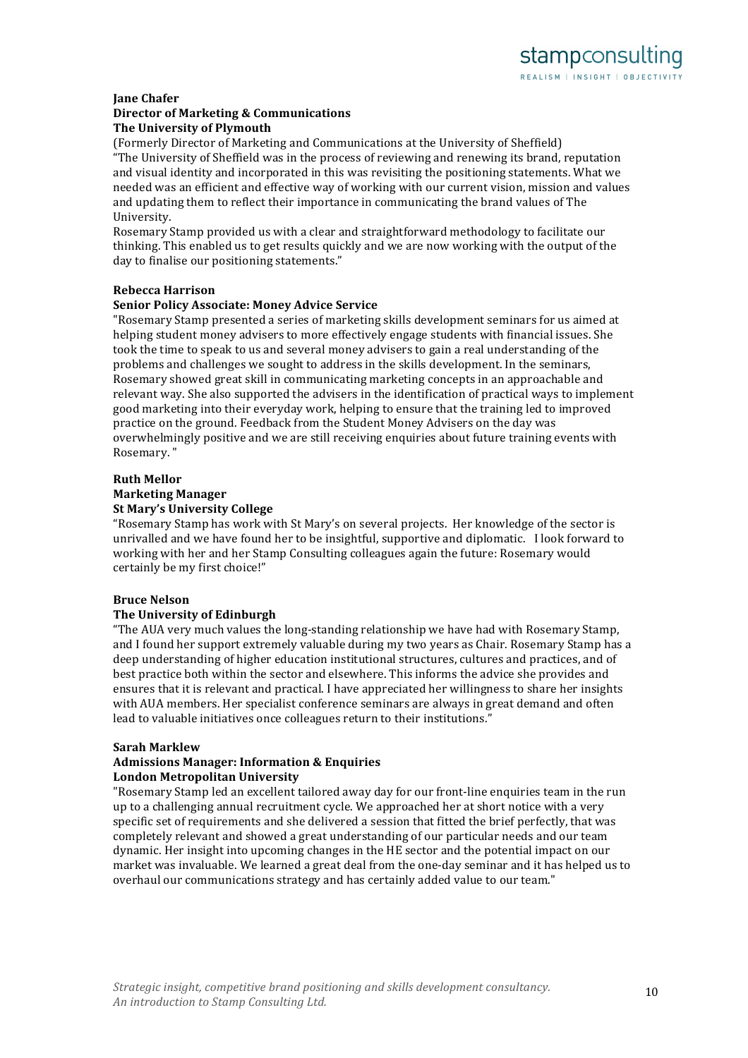**Jane Chafer**
**Director of Marketing & Communications**
**The University of Plymouth**

(Formerly Director of Marketing and Communications at the University of Sheffield)
"The University of Sheffield was in the process of reviewing and renewing its brand, reputation and visual identity and incorporated in this was revisiting the positioning statements. What we needed was an efficient and effective way of working with our current vision, mission and values and updating them to reflect their importance in communicating the brand values of The University.
Rosemary Stamp provided us with a clear and straightforward methodology to facilitate our thinking. This enabled us to get results quickly and we are now working with the output of the day to finalise our positioning statements."

**Rebecca Harrison**
**Senior Policy Associate: Money Advice Service**

"Rosemary Stamp presented a series of marketing skills development seminars for us aimed at helping student money advisers to more effectively engage students with financial issues. She took the time to speak to us and several money advisers to gain a real understanding of the problems and challenges we sought to address in the skills development. In the seminars, Rosemary showed great skill in communicating marketing concepts in an approachable and relevant way. She also supported the advisers in the identification of practical ways to implement good marketing into their everyday work, helping to ensure that the training led to improved practice on the ground. Feedback from the Student Money Advisers on the day was overwhelmingly positive and we are still receiving enquiries about future training events with Rosemary. "

**Ruth Mellor**
**Marketing Manager**
**St Mary's University College**

"Rosemary Stamp has work with St Mary's on several projects. Her knowledge of the sector is unrivalled and we have found her to be insightful, supportive and diplomatic. I look forward to working with her and her Stamp Consulting colleagues again the future: Rosemary would certainly be my first choice!"

**Bruce Nelson**
**The University of Edinburgh**

"The AUA very much values the long-standing relationship we have had with Rosemary Stamp, and I found her support extremely valuable during my two years as Chair. Rosemary Stamp has a deep understanding of higher education institutional structures, cultures and practices, and of best practice both within the sector and elsewhere. This informs the advice she provides and ensures that it is relevant and practical. I have appreciated her willingness to share her insights with AUA members. Her specialist conference seminars are always in great demand and often lead to valuable initiatives once colleagues return to their institutions."

**Sarah Marklew**
**Admissions Manager: Information & Enquiries**
**London Metropolitan University**

"Rosemary Stamp led an excellent tailored away day for our front-line enquiries team in the run up to a challenging annual recruitment cycle. We approached her at short notice with a very specific set of requirements and she delivered a session that fitted the brief perfectly, that was completely relevant and showed a great understanding of our particular needs and our team dynamic. Her insight into upcoming changes in the HE sector and the potential impact on our market was invaluable. We learned a great deal from the one-day seminar and it has helped us to overhaul our communications strategy and has certainly added value to our team."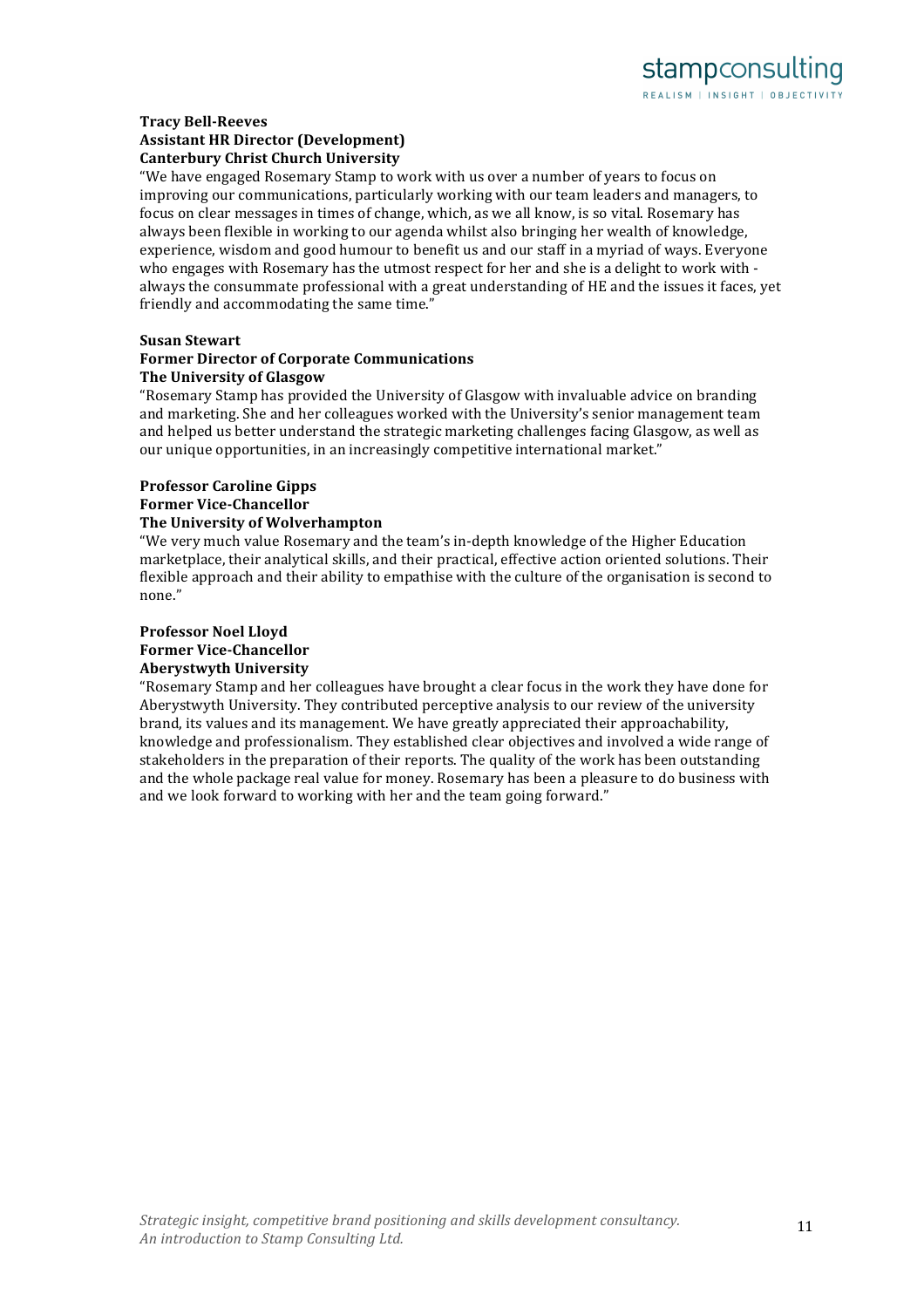**Tracy Bell-Reeves**
**Assistant HR Director (Development)**
**Canterbury Christ Church University**

"We have engaged Rosemary Stamp to work with us over a number of years to focus on improving our communications, particularly working with our team leaders and managers, to focus on clear messages in times of change, which, as we all know, is so vital. Rosemary has always been flexible in working to our agenda whilst also bringing her wealth of knowledge, experience, wisdom and good humour to benefit us and our staff in a myriad of ways. Everyone who engages with Rosemary has the utmost respect for her and she is a delight to work with - always the consummate professional with a great understanding of HE and the issues it faces, yet friendly and accommodating the same time."

**Susan Stewart**
**Former Director of Corporate Communications**
**The University of Glasgow**

"Rosemary Stamp has provided the University of Glasgow with invaluable advice on branding and marketing. She and her colleagues worked with the University's senior management team and helped us better understand the strategic marketing challenges facing Glasgow, as well as our unique opportunities, in an increasingly competitive international market."

**Professor Caroline Gipps**
**Former Vice-Chancellor**
**The University of Wolverhampton**

"We very much value Rosemary and the team's in-depth knowledge of the Higher Education marketplace, their analytical skills, and their practical, effective action oriented solutions. Their flexible approach and their ability to empathise with the culture of the organisation is second to none."

**Professor Noel Lloyd**
**Former Vice-Chancellor**
**Aberystwyth University**

"Rosemary Stamp and her colleagues have brought a clear focus in the work they have done for Aberystwyth University. They contributed perceptive analysis to our review of the university brand, its values and its management. We have greatly appreciated their approachability, knowledge and professionalism. They established clear objectives and involved a wide range of stakeholders in the preparation of their reports. The quality of the work has been outstanding and the whole package real value for money. Rosemary has been a pleasure to do business with and we look forward to working with her and the team going forward."